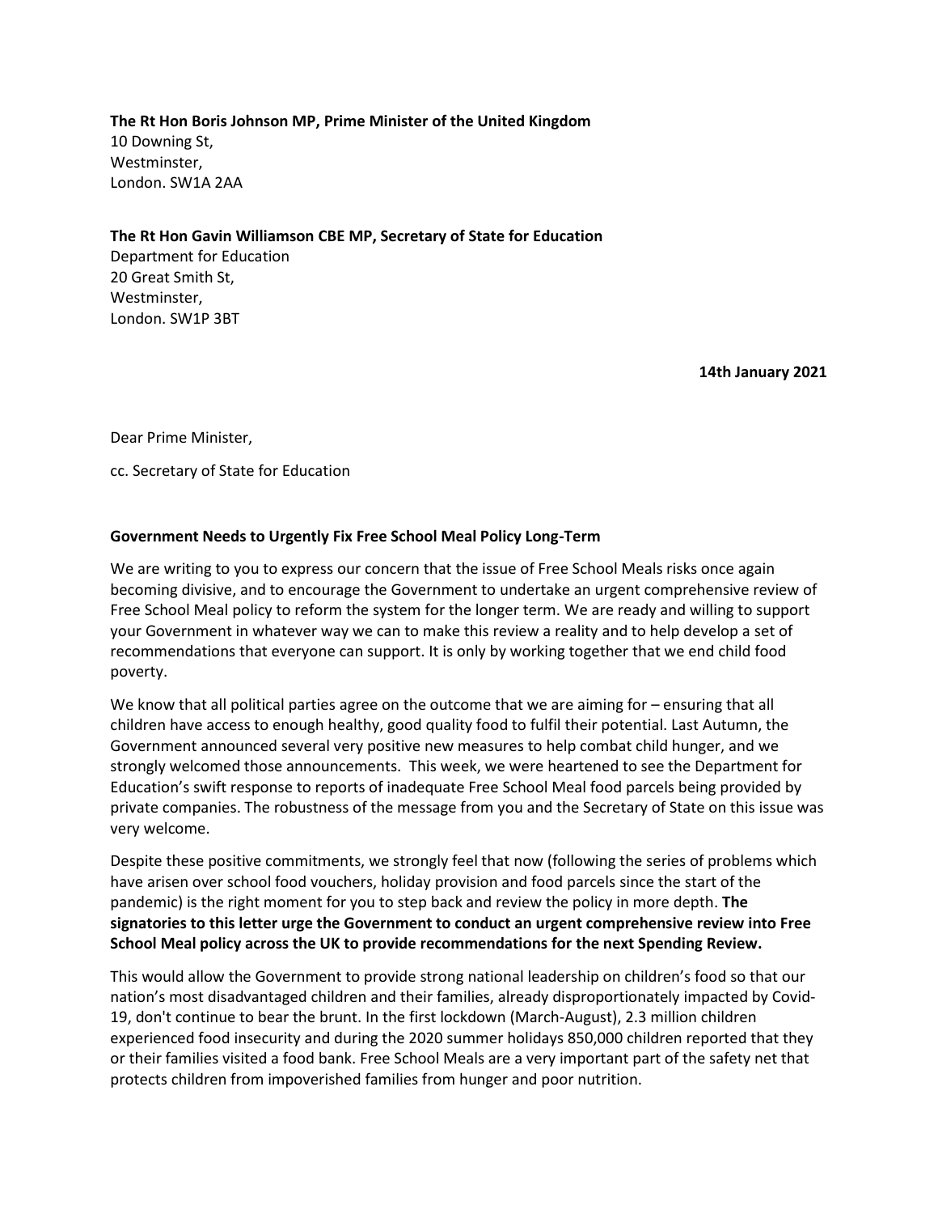**The Rt Hon Boris Johnson MP, Prime Minister of the United Kingdom**
10 Downing St,
Westminster,
London. SW1A 2AA

**The Rt Hon Gavin Williamson CBE MP, Secretary of State for Education**
Department for Education
20 Great Smith St,
Westminster,
London. SW1P 3BT

**14th January 2021**

Dear Prime Minister,

cc. Secretary of State for Education

**Government Needs to Urgently Fix Free School Meal Policy Long-Term**

We are writing to you to express our concern that the issue of Free School Meals risks once again becoming divisive, and to encourage the Government to undertake an urgent comprehensive review of Free School Meal policy to reform the system for the longer term. We are ready and willing to support your Government in whatever way we can to make this review a reality and to help develop a set of recommendations that everyone can support. It is only by working together that we end child food poverty.

We know that all political parties agree on the outcome that we are aiming for – ensuring that all children have access to enough healthy, good quality food to fulfil their potential. Last Autumn, the Government announced several very positive new measures to help combat child hunger, and we strongly welcomed those announcements. This week, we were heartened to see the Department for Education's swift response to reports of inadequate Free School Meal food parcels being provided by private companies. The robustness of the message from you and the Secretary of State on this issue was very welcome.

Despite these positive commitments, we strongly feel that now (following the series of problems which have arisen over school food vouchers, holiday provision and food parcels since the start of the pandemic) is the right moment for you to step back and review the policy in more depth. **The signatories to this letter urge the Government to conduct an urgent comprehensive review into Free School Meal policy across the UK to provide recommendations for the next Spending Review.**

This would allow the Government to provide strong national leadership on children's food so that our nation's most disadvantaged children and their families, already disproportionately impacted by Covid-19, don't continue to bear the brunt. In the first lockdown (March-August), 2.3 million children experienced food insecurity and during the 2020 summer holidays 850,000 children reported that they or their families visited a food bank. Free School Meals are a very important part of the safety net that protects children from impoverished families from hunger and poor nutrition.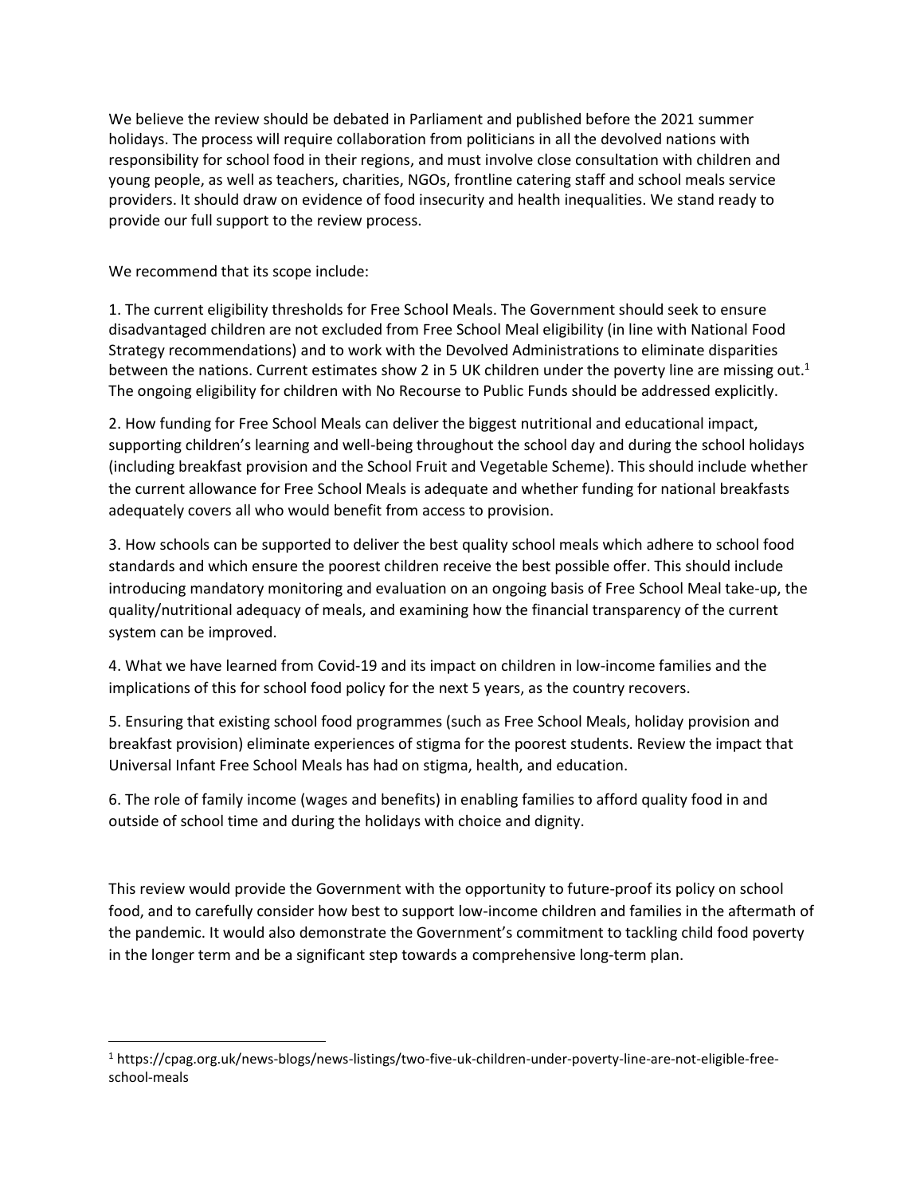We believe the review should be debated in Parliament and published before the 2021 summer holidays. The process will require collaboration from politicians in all the devolved nations with responsibility for school food in their regions, and must involve close consultation with children and young people, as well as teachers, charities, NGOs, frontline catering staff and school meals service providers. It should draw on evidence of food insecurity and health inequalities. We stand ready to provide our full support to the review process.

We recommend that its scope include:

1. The current eligibility thresholds for Free School Meals. The Government should seek to ensure disadvantaged children are not excluded from Free School Meal eligibility (in line with National Food Strategy recommendations) and to work with the Devolved Administrations to eliminate disparities between the nations. Current estimates show 2 in 5 UK children under the poverty line are missing out.[1] The ongoing eligibility for children with No Recourse to Public Funds should be addressed explicitly.

2. How funding for Free School Meals can deliver the biggest nutritional and educational impact, supporting children's learning and well-being throughout the school day and during the school holidays (including breakfast provision and the School Fruit and Vegetable Scheme). This should include whether the current allowance for Free School Meals is adequate and whether funding for national breakfasts adequately covers all who would benefit from access to provision.

3. How schools can be supported to deliver the best quality school meals which adhere to school food standards and which ensure the poorest children receive the best possible offer. This should include introducing mandatory monitoring and evaluation on an ongoing basis of Free School Meal take-up, the quality/nutritional adequacy of meals, and examining how the financial transparency of the current system can be improved.

4. What we have learned from Covid-19 and its impact on children in low-income families and the implications of this for school food policy for the next 5 years, as the country recovers.

5. Ensuring that existing school food programmes (such as Free School Meals, holiday provision and breakfast provision) eliminate experiences of stigma for the poorest students. Review the impact that Universal Infant Free School Meals has had on stigma, health, and education.

6. The role of family income (wages and benefits) in enabling families to afford quality food in and outside of school time and during the holidays with choice and dignity.

This review would provide the Government with the opportunity to future-proof its policy on school food, and to carefully consider how best to support low-income children and families in the aftermath of the pandemic. It would also demonstrate the Government's commitment to tackling child food poverty in the longer term and be a significant step towards a comprehensive long-term plan.

---

[1] https://cpag.org.uk/news-blogs/news-listings/two-five-uk-children-under-poverty-line-are-not-eligible-free-school-meals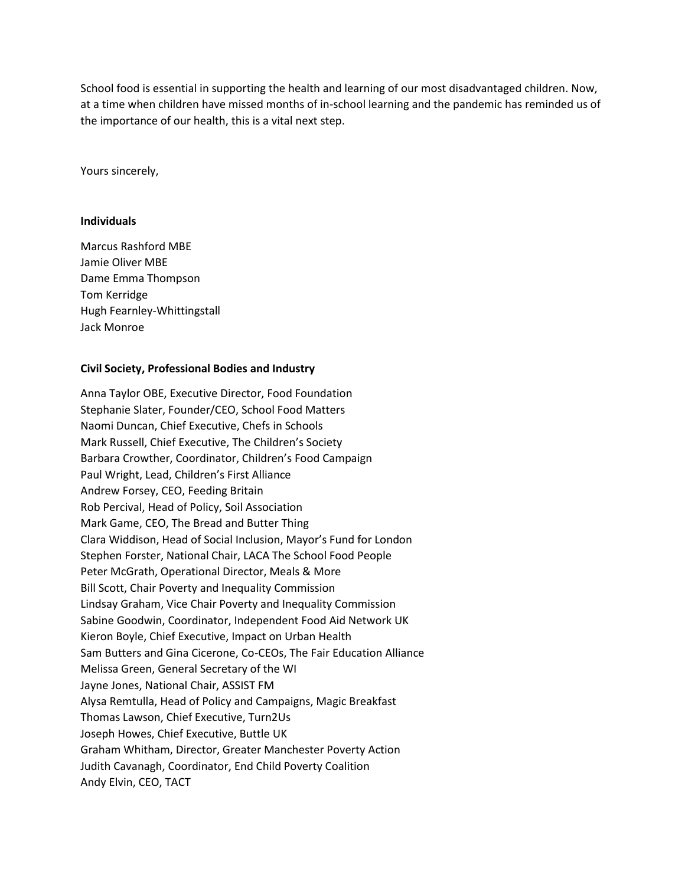School food is essential in supporting the health and learning of our most disadvantaged children. Now, at a time when children have missed months of in-school learning and the pandemic has reminded us of the importance of our health, this is a vital next step.

Yours sincerely,

**Individuals**

Marcus Rashford MBE  
Jamie Oliver MBE  
Dame Emma Thompson  
Tom Kerridge  
Hugh Fearnley-Whittingstall  
Jack Monroe

**Civil Society, Professional Bodies and Industry**

Anna Taylor OBE, Executive Director, Food Foundation  
Stephanie Slater, Founder/CEO, School Food Matters  
Naomi Duncan, Chief Executive, Chefs in Schools  
Mark Russell, Chief Executive, The Children's Society  
Barbara Crowther, Coordinator, Children's Food Campaign  
Paul Wright, Lead, Children's First Alliance  
Andrew Forsey, CEO, Feeding Britain  
Rob Percival, Head of Policy, Soil Association  
Mark Game, CEO, The Bread and Butter Thing  
Clara Widdison, Head of Social Inclusion, Mayor's Fund for London  
Stephen Forster, National Chair, LACA The School Food People  
Peter McGrath, Operational Director, Meals & More  
Bill Scott, Chair Poverty and Inequality Commission  
Lindsay Graham, Vice Chair Poverty and Inequality Commission  
Sabine Goodwin, Coordinator, Independent Food Aid Network UK  
Kieron Boyle, Chief Executive, Impact on Urban Health  
Sam Butters and Gina Cicerone, Co-CEOs, The Fair Education Alliance  
Melissa Green, General Secretary of the WI  
Jayne Jones, National Chair, ASSIST FM  
Alysa Remtulla, Head of Policy and Campaigns, Magic Breakfast  
Thomas Lawson, Chief Executive, Turn2Us  
Joseph Howes, Chief Executive, Buttle UK  
Graham Whitham, Director, Greater Manchester Poverty Action  
Judith Cavanagh, Coordinator, End Child Poverty Coalition  
Andy Elvin, CEO, TACT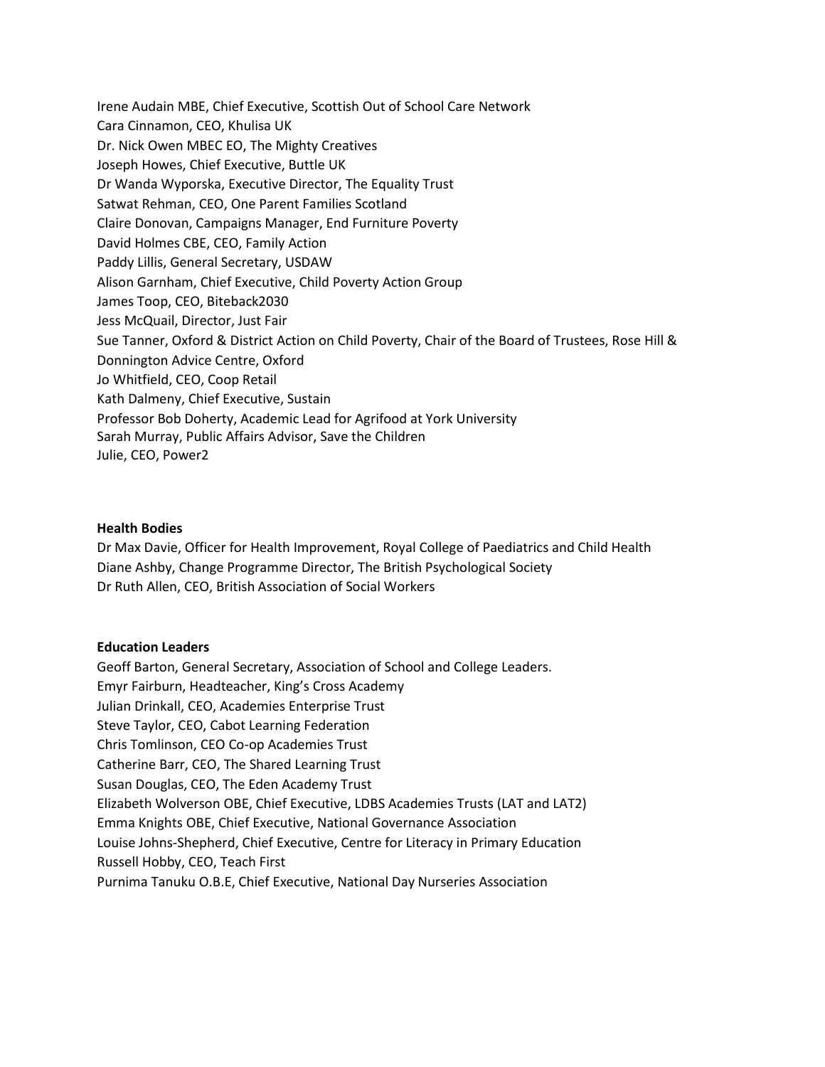Irene Audain MBE, Chief Executive, Scottish Out of School Care Network
Cara Cinnamon, CEO, Khulisa UK
Dr. Nick Owen MBEC EO, The Mighty Creatives
Joseph Howes, Chief Executive, Buttle UK
Dr Wanda Wyporska, Executive Director, The Equality Trust
Satwat Rehman, CEO, One Parent Families Scotland
Claire Donovan, Campaigns Manager, End Furniture Poverty
David Holmes CBE, CEO, Family Action
Paddy Lillis, General Secretary, USDAW
Alison Garnham, Chief Executive, Child Poverty Action Group
James Toop, CEO, Biteback2030
Jess McQuail, Director, Just Fair
Sue Tanner, Oxford & District Action on Child Poverty, Chair of the Board of Trustees, Rose Hill & Donnington Advice Centre, Oxford
Jo Whitfield, CEO, Coop Retail
Kath Dalmeny, Chief Executive, Sustain
Professor Bob Doherty, Academic Lead for Agrifood at York University
Sarah Murray, Public Affairs Advisor, Save the Children
Julie, CEO, Power2

**Health Bodies**

Dr Max Davie, Officer for Health Improvement, Royal College of Paediatrics and Child Health
Diane Ashby, Change Programme Director, The British Psychological Society
Dr Ruth Allen, CEO, British Association of Social Workers

**Education Leaders**

Geoff Barton, General Secretary, Association of School and College Leaders.
Emyr Fairburn, Headteacher, King's Cross Academy
Julian Drinkall, CEO, Academies Enterprise Trust
Steve Taylor, CEO, Cabot Learning Federation
Chris Tomlinson, CEO Co-op Academies Trust
Catherine Barr, CEO, The Shared Learning Trust
Susan Douglas, CEO, The Eden Academy Trust
Elizabeth Wolverson OBE, Chief Executive, LDBS Academies Trusts (LAT and LAT2)
Emma Knights OBE, Chief Executive, National Governance Association
Louise Johns-Shepherd, Chief Executive, Centre for Literacy in Primary Education
Russell Hobby, CEO, Teach First
Purnima Tanuku O.B.E, Chief Executive, National Day Nurseries Association